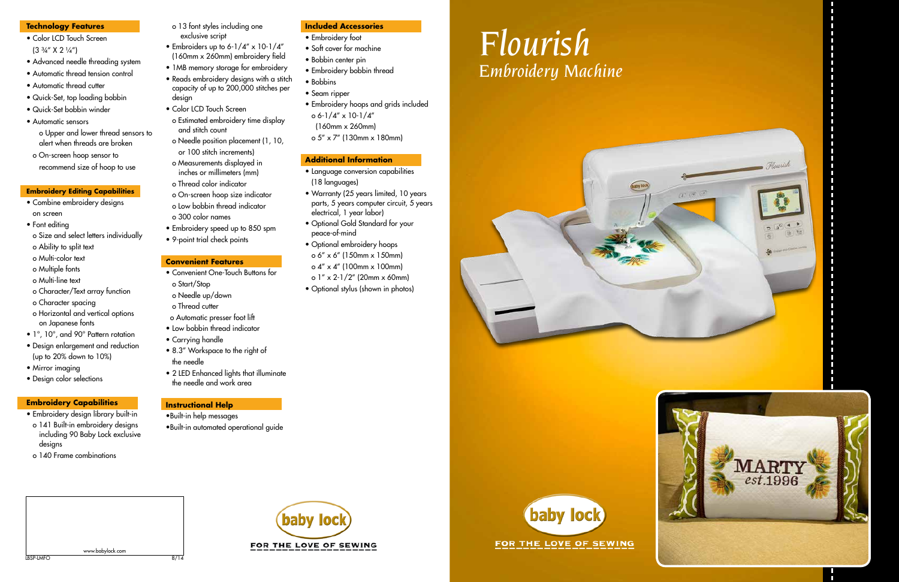# Flourish

## Embroidery Machine

### Technology Features

- Color LCD Touch Screen (3 ¾" X 2 ¼")
- Advanced needle threading system
- Automatic thread tension control
- Automatic thread cutter
- Quick-Set, top loading bobbin
- Quick-Set bobbin winder
- Automatic sensors
  - o Upper and lower thread sensors to alert when threads are broken
  - o On-screen hoop sensor to recommend size of hoop to use

### Embroidery Editing Capabilities

- Combine embroidery designs on screen
- Font editing
  - o Size and select letters individually
  - o Ability to split text
  - o Multi-color text
  - o Multiple fonts
  - o Multi-line text
  - o Character/Text array function
  - o Character spacing
  - o Horizontal and vertical options on Japanese fonts
- 1°, 10°, and 90° Pattern rotation
- Design enlargement and reduction (up to 20% down to 10%)
- Mirror imaging
- Design color selections

### Embroidery Capabilities

- Embroidery design library built-in
  - o 141 Built-in embroidery designs including 90 Baby Lock exclusive designs
  - o 140 Frame combinations
  - o 13 font styles including one exclusive script
- Embroiders up to 6-1/4" x 10-1/4" (160mm x 260mm) embroidery field
- 1MB memory storage for embroidery
- Reads embroidery designs with a stitch capacity of up to 200,000 stitches per design
- Color LCD Touch Screen
  - o Estimated embroidery time display and stitch count
  - o Needle position placement (1, 10, or 100 stitch increments)
  - o Measurements displayed in inches or millimeters (mm)
  - o Thread color indicator
  - o On-screen hoop size indicator
  - o Low bobbin thread indicator
  - o 300 color names
- Embroidery speed up to 850 spm
- 9-point trial check points

### Convenient Features

- Convenient One-Touch Buttons for
  - o Start/Stop
  - o Needle up/down
  - o Thread cutter
  - o Automatic presser foot lift
- Low bobbin thread indicator
- Carrying handle
- 8.3" Workspace to the right of the needle
- 2 LED Enhanced lights that illuminate the needle and work area

### Instructional Help

- Built-in help messages
- Built-in automated operational guide

### Included Accessories

- Embroidery foot
- Soft cover for machine
- Bobbin center pin
- Embroidery bobbin thread
- Bobbins
- Seam ripper
- Embroidery hoops and grids included
  - o 6-1/4" x 10-1/4" (160mm x 260mm)
  - o 5" x 7" (130mm x 180mm)

### Additional Information

- Language conversion capabilities (18 languages)
- Warranty (25 years limited, 10 years parts, 5 years computer circuit, 5 years electrical, 1 year labor)
- Optional Gold Standard for your peace-of-mind
- Optional embroidery hoops
  - o 6" x 6" (150mm x 150mm)
  - o 4" x 4" (100mm x 100mm)
  - o 1" x 2-1/2" (20mm x 60mm)
- Optional stylus (shown in photos)

baby lock

FOR THE LOVE OF SEWING

www.babylock.com

LBSP-LMFO 8/14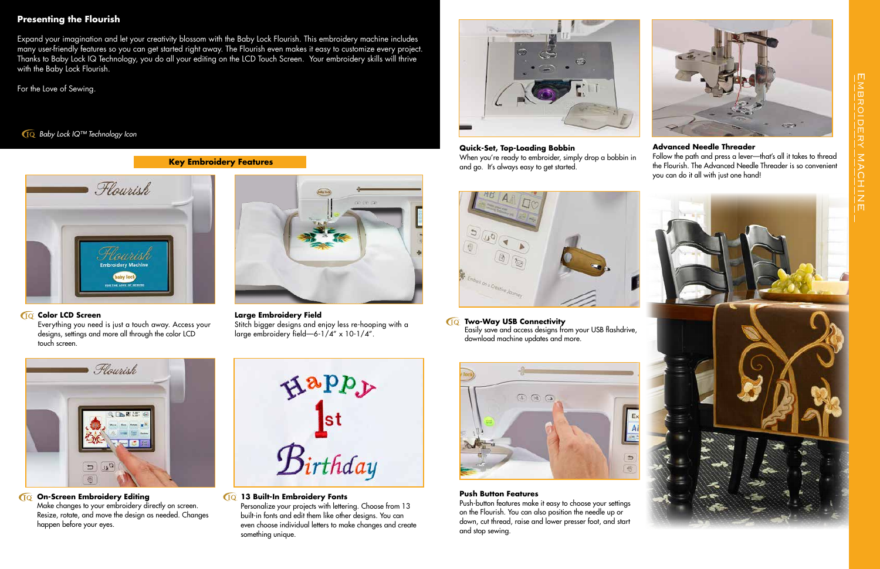## Presenting the Flourish

Expand your imagination and let your creativity blossom with the Baby Lock Flourish. This embroidery machine includes many user-friendly features so you can get started right away. The Flourish even makes it easy to customize every project. Thanks to Baby Lock IQ Technology, you do all your editing on the LCD Touch Screen. Your embroidery skills will thrive with the Baby Lock Flourish.

For the Love of Sewing.

*IQ Baby Lock IQ™ Technology Icon*

### Key Embroidery Features

**IQ Color LCD Screen**
Everything you need is just a touch away. Access your designs, settings and more all through the color LCD touch screen.

**Large Embroidery Field**
Stitch bigger designs and enjoy less re-hooping with a large embroidery field—6-1/4" x 10-1/4".

**IQ On-Screen Embroidery Editing**
Make changes to your embroidery directly on screen. Resize, rotate, and move the design as needed. Changes happen before your eyes.

**IQ 13 Built-In Embroidery Fonts**
Personalize your projects with lettering. Choose from 13 built-in fonts and edit them like other designs. You can even choose individual letters to make changes and create something unique.

**Quick-Set, Top-Loading Bobbin**
When you're ready to embroider, simply drop a bobbin in and go. It's always easy to get started.

**Advanced Needle Threader**
Follow the path and press a lever—that's all it takes to thread the Flourish. The Advanced Needle Threader is so convenient you can do it all with just one hand!

**IQ Two-Way USB Connectivity**
Easily save and access designs from your USB flashdrive, download machine updates and more.

**Push Button Features**
Push-button features make it easy to choose your settings on the Flourish. You can also position the needle up or down, cut thread, raise and lower presser foot, and start and stop sewing.

Embroidery Machine